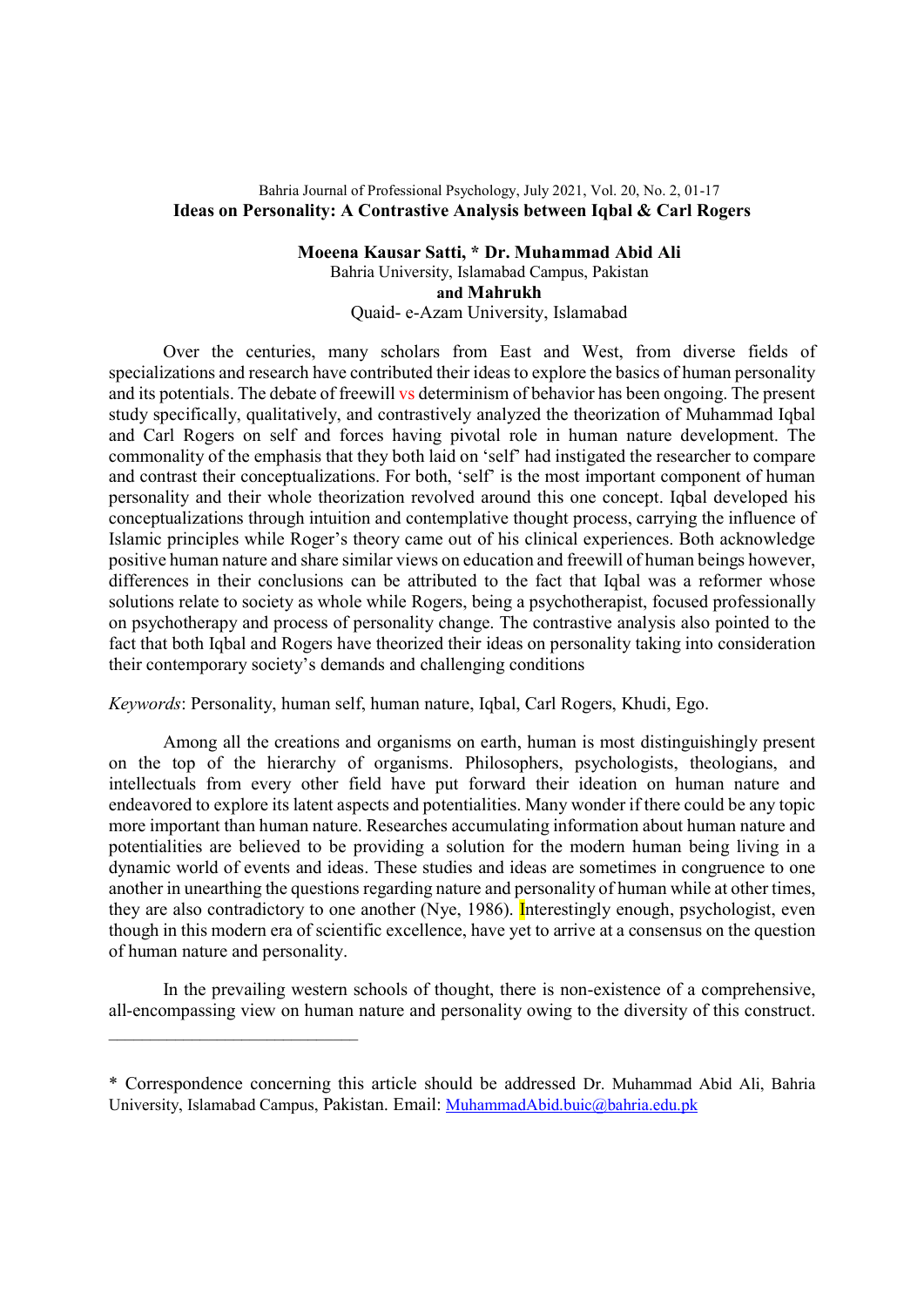# Ideas on Personality: A Contrastive Analysis between Iqbal & Carl Rogers

**Moeena Kausar Satti, * Dr. Muhammad Abid Ali**
Bahria University, Islamabad Campus, Pakistan
**and Mahrukh**
Quaid- e-Azam University, Islamabad

Over the centuries, many scholars from East and West, from diverse fields of specializations and research have contributed their ideas to explore the basics of human personality and its potentials. The debate of freewill vs determinism of behavior has been ongoing. The present study specifically, qualitatively, and contrastively analyzed the theorization of Muhammad Iqbal and Carl Rogers on self and forces having pivotal role in human nature development. The commonality of the emphasis that they both laid on 'self' had instigated the researcher to compare and contrast their conceptualizations. For both, 'self' is the most important component of human personality and their whole theorization revolved around this one concept. Iqbal developed his conceptualizations through intuition and contemplative thought process, carrying the influence of Islamic principles while Roger's theory came out of his clinical experiences. Both acknowledge positive human nature and share similar views on education and freewill of human beings however, differences in their conclusions can be attributed to the fact that Iqbal was a reformer whose solutions relate to society as whole while Rogers, being a psychotherapist, focused professionally on psychotherapy and process of personality change. The contrastive analysis also pointed to the fact that both Iqbal and Rogers have theorized their ideas on personality taking into consideration their contemporary society's demands and challenging conditions

*Keywords*: Personality, human self, human nature, Iqbal, Carl Rogers, Khudi, Ego.

Among all the creations and organisms on earth, human is most distinguishingly present on the top of the hierarchy of organisms. Philosophers, psychologists, theologians, and intellectuals from every other field have put forward their ideation on human nature and endeavored to explore its latent aspects and potentialities. Many wonder if there could be any topic more important than human nature. Researches accumulating information about human nature and potentialities are believed to be providing a solution for the modern human being living in a dynamic world of events and ideas. These studies and ideas are sometimes in congruence to one another in unearthing the questions regarding nature and personality of human while at other times, they are also contradictory to one another (Nye, 1986). Interestingly enough, psychologist, even though in this modern era of scientific excellence, have yet to arrive at a consensus on the question of human nature and personality.

In the prevailing western schools of thought, there is non-existence of a comprehensive, all-encompassing view on human nature and personality owing to the diversity of this construct.

---

\* Correspondence concerning this article should be addressed Dr. Muhammad Abid Ali, Bahria University, Islamabad Campus, Pakistan. Email: MuhammadAbid.buic@bahria.edu.pk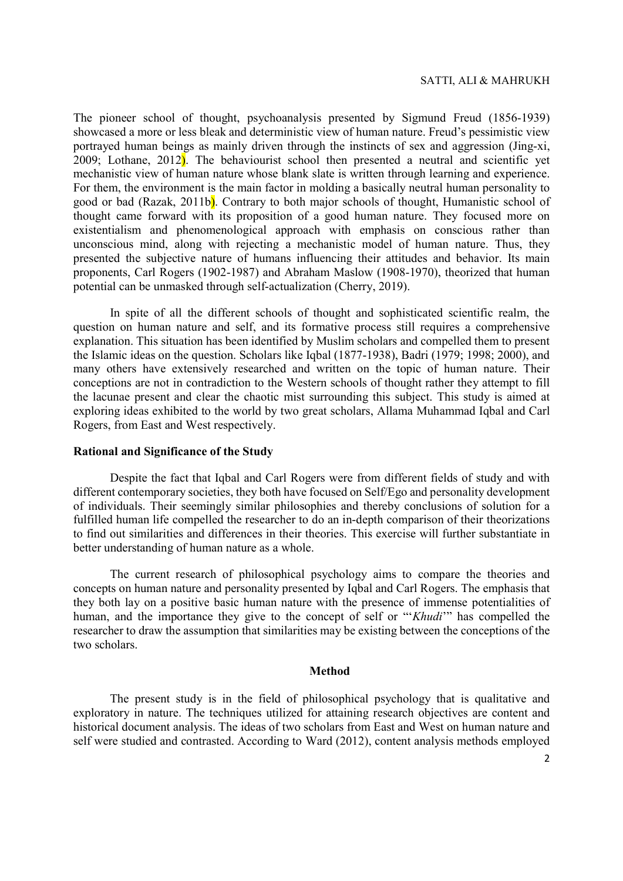The pioneer school of thought, psychoanalysis presented by Sigmund Freud (1856-1939) showcased a more or less bleak and deterministic view of human nature. Freud's pessimistic view portrayed human beings as mainly driven through the instincts of sex and aggression (Jing-xi, 2009; Lothane, 2012). The behaviourist school then presented a neutral and scientific yet mechanistic view of human nature whose blank slate is written through learning and experience. For them, the environment is the main factor in molding a basically neutral human personality to good or bad (Razak, 2011b). Contrary to both major schools of thought, Humanistic school of thought came forward with its proposition of a good human nature. They focused more on existentialism and phenomenological approach with emphasis on conscious rather than unconscious mind, along with rejecting a mechanistic model of human nature. Thus, they presented the subjective nature of humans influencing their attitudes and behavior. Its main proponents, Carl Rogers (1902-1987) and Abraham Maslow (1908-1970), theorized that human potential can be unmasked through self-actualization (Cherry, 2019).

In spite of all the different schools of thought and sophisticated scientific realm, the question on human nature and self, and its formative process still requires a comprehensive explanation. This situation has been identified by Muslim scholars and compelled them to present the Islamic ideas on the question. Scholars like Iqbal (1877-1938), Badri (1979; 1998; 2000), and many others have extensively researched and written on the topic of human nature. Their conceptions are not in contradiction to the Western schools of thought rather they attempt to fill the lacunae present and clear the chaotic mist surrounding this subject. This study is aimed at exploring ideas exhibited to the world by two great scholars, Allama Muhammad Iqbal and Carl Rogers, from East and West respectively.

## Rational and Significance of the Study

Despite the fact that Iqbal and Carl Rogers were from different fields of study and with different contemporary societies, they both have focused on Self/Ego and personality development of individuals. Their seemingly similar philosophies and thereby conclusions of solution for a fulfilled human life compelled the researcher to do an in-depth comparison of their theorizations to find out similarities and differences in their theories. This exercise will further substantiate in better understanding of human nature as a whole.

The current research of philosophical psychology aims to compare the theories and concepts on human nature and personality presented by Iqbal and Carl Rogers. The emphasis that they both lay on a positive basic human nature with the presence of immense potentialities of human, and the importance they give to the concept of self or "'*Khudi*'" has compelled the researcher to draw the assumption that similarities may be existing between the conceptions of the two scholars.

## Method

The present study is in the field of philosophical psychology that is qualitative and exploratory in nature. The techniques utilized for attaining research objectives are content and historical document analysis. The ideas of two scholars from East and West on human nature and self were studied and contrasted. According to Ward (2012), content analysis methods employed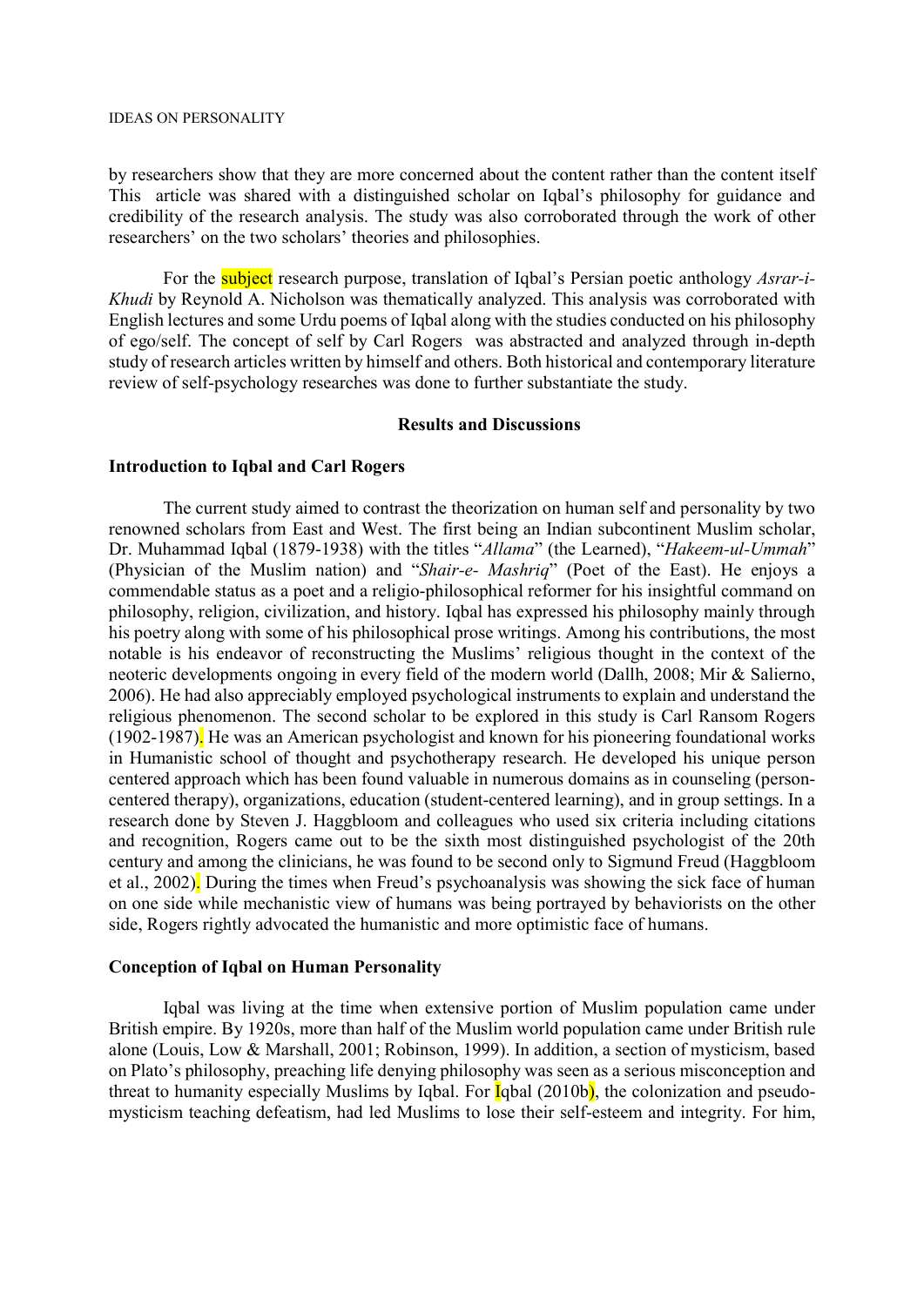by researchers show that they are more concerned about the content rather than the content itself This article was shared with a distinguished scholar on Iqbal's philosophy for guidance and credibility of the research analysis. The study was also corroborated through the work of other researchers' on the two scholars' theories and philosophies.

For the subject research purpose, translation of Iqbal's Persian poetic anthology *Asrar-i-Khudi* by Reynold A. Nicholson was thematically analyzed. This analysis was corroborated with English lectures and some Urdu poems of Iqbal along with the studies conducted on his philosophy of ego/self. The concept of self by Carl Rogers was abstracted and analyzed through in-depth study of research articles written by himself and others. Both historical and contemporary literature review of self-psychology researches was done to further substantiate the study.

## Results and Discussions

### Introduction to Iqbal and Carl Rogers

The current study aimed to contrast the theorization on human self and personality by two renowned scholars from East and West. The first being an Indian subcontinent Muslim scholar, Dr. Muhammad Iqbal (1879-1938) with the titles "*Allama*" (the Learned), "*Hakeem-ul-Ummah*" (Physician of the Muslim nation) and "*Shair-e- Mashriq*" (Poet of the East). He enjoys a commendable status as a poet and a religio-philosophical reformer for his insightful command on philosophy, religion, civilization, and history. Iqbal has expressed his philosophy mainly through his poetry along with some of his philosophical prose writings. Among his contributions, the most notable is his endeavor of reconstructing the Muslims' religious thought in the context of the neoteric developments ongoing in every field of the modern world (Dallh, 2008; Mir & Salierno, 2006). He had also appreciably employed psychological instruments to explain and understand the religious phenomenon. The second scholar to be explored in this study is Carl Ransom Rogers (1902-1987). He was an American psychologist and known for his pioneering foundational works in Humanistic school of thought and psychotherapy research. He developed his unique person centered approach which has been found valuable in numerous domains as in counseling (person-centered therapy), organizations, education (student-centered learning), and in group settings. In a research done by Steven J. Haggbloom and colleagues who used six criteria including citations and recognition, Rogers came out to be the sixth most distinguished psychologist of the 20th century and among the clinicians, he was found to be second only to Sigmund Freud (Haggbloom et al., 2002). During the times when Freud's psychoanalysis was showing the sick face of human on one side while mechanistic view of humans was being portrayed by behaviorists on the other side, Rogers rightly advocated the humanistic and more optimistic face of humans.

### Conception of Iqbal on Human Personality

Iqbal was living at the time when extensive portion of Muslim population came under British empire. By 1920s, more than half of the Muslim world population came under British rule alone (Louis, Low & Marshall, 2001; Robinson, 1999). In addition, a section of mysticism, based on Plato's philosophy, preaching life denying philosophy was seen as a serious misconception and threat to humanity especially Muslims by Iqbal. For Iqbal (2010b), the colonization and pseudo-mysticism teaching defeatism, had led Muslims to lose their self-esteem and integrity. For him,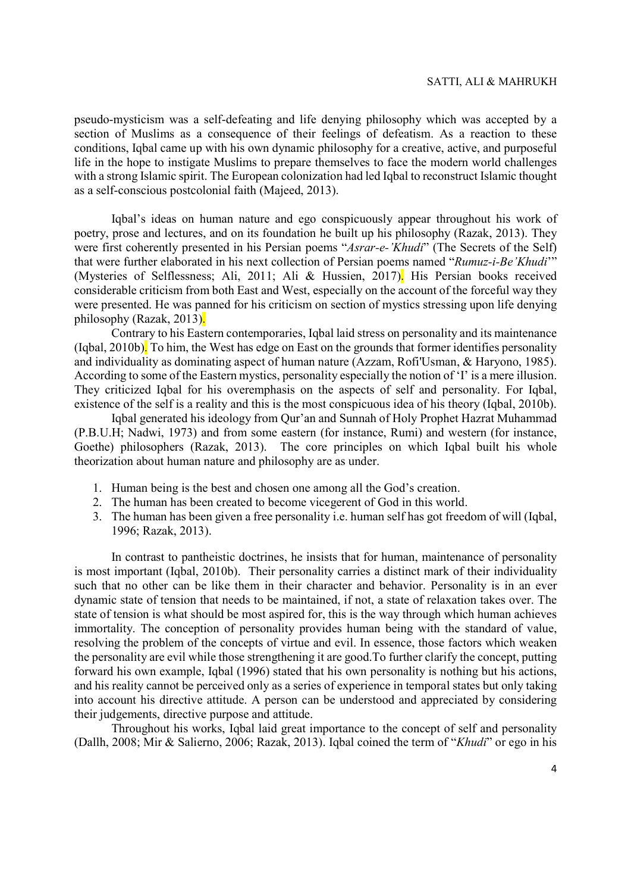pseudo-mysticism was a self-defeating and life denying philosophy which was accepted by a section of Muslims as a consequence of their feelings of defeatism. As a reaction to these conditions, Iqbal came up with his own dynamic philosophy for a creative, active, and purposeful life in the hope to instigate Muslims to prepare themselves to face the modern world challenges with a strong Islamic spirit. The European colonization had led Iqbal to reconstruct Islamic thought as a self-conscious postcolonial faith (Majeed, 2013).

Iqbal's ideas on human nature and ego conspicuously appear throughout his work of poetry, prose and lectures, and on its foundation he built up his philosophy (Razak, 2013). They were first coherently presented in his Persian poems "*Asrar-e-'Khudi*" (The Secrets of the Self) that were further elaborated in his next collection of Persian poems named "*Rumuz-i-Be'Khudi*'" (Mysteries of Selflessness; Ali, 2011; Ali & Hussien, 2017). His Persian books received considerable criticism from both East and West, especially on the account of the forceful way they were presented. He was panned for his criticism on section of mystics stressing upon life denying philosophy (Razak, 2013).

Contrary to his Eastern contemporaries, Iqbal laid stress on personality and its maintenance (Iqbal, 2010b). To him, the West has edge on East on the grounds that former identifies personality and individuality as dominating aspect of human nature (Azzam, Rofi'Usman, & Haryono, 1985). According to some of the Eastern mystics, personality especially the notion of 'I' is a mere illusion. They criticized Iqbal for his overemphasis on the aspects of self and personality. For Iqbal, existence of the self is a reality and this is the most conspicuous idea of his theory (Iqbal, 2010b).

Iqbal generated his ideology from Qur'an and Sunnah of Holy Prophet Hazrat Muhammad (P.B.U.H; Nadwi, 1973) and from some eastern (for instance, Rumi) and western (for instance, Goethe) philosophers (Razak, 2013). The core principles on which Iqbal built his whole theorization about human nature and philosophy are as under.

1. Human being is the best and chosen one among all the God's creation.
2. The human has been created to become vicegerent of God in this world.
3. The human has been given a free personality i.e. human self has got freedom of will (Iqbal, 1996; Razak, 2013).

In contrast to pantheistic doctrines, he insists that for human, maintenance of personality is most important (Iqbal, 2010b). Their personality carries a distinct mark of their individuality such that no other can be like them in their character and behavior. Personality is in an ever dynamic state of tension that needs to be maintained, if not, a state of relaxation takes over. The state of tension is what should be most aspired for, this is the way through which human achieves immortality. The conception of personality provides human being with the standard of value, resolving the problem of the concepts of virtue and evil. In essence, those factors which weaken the personality are evil while those strengthening it are good.To further clarify the concept, putting forward his own example, Iqbal (1996) stated that his own personality is nothing but his actions, and his reality cannot be perceived only as a series of experience in temporal states but only taking into account his directive attitude. A person can be understood and appreciated by considering their judgements, directive purpose and attitude.

Throughout his works, Iqbal laid great importance to the concept of self and personality (Dallh, 2008; Mir & Salierno, 2006; Razak, 2013). Iqbal coined the term of "*Khudi*" or ego in his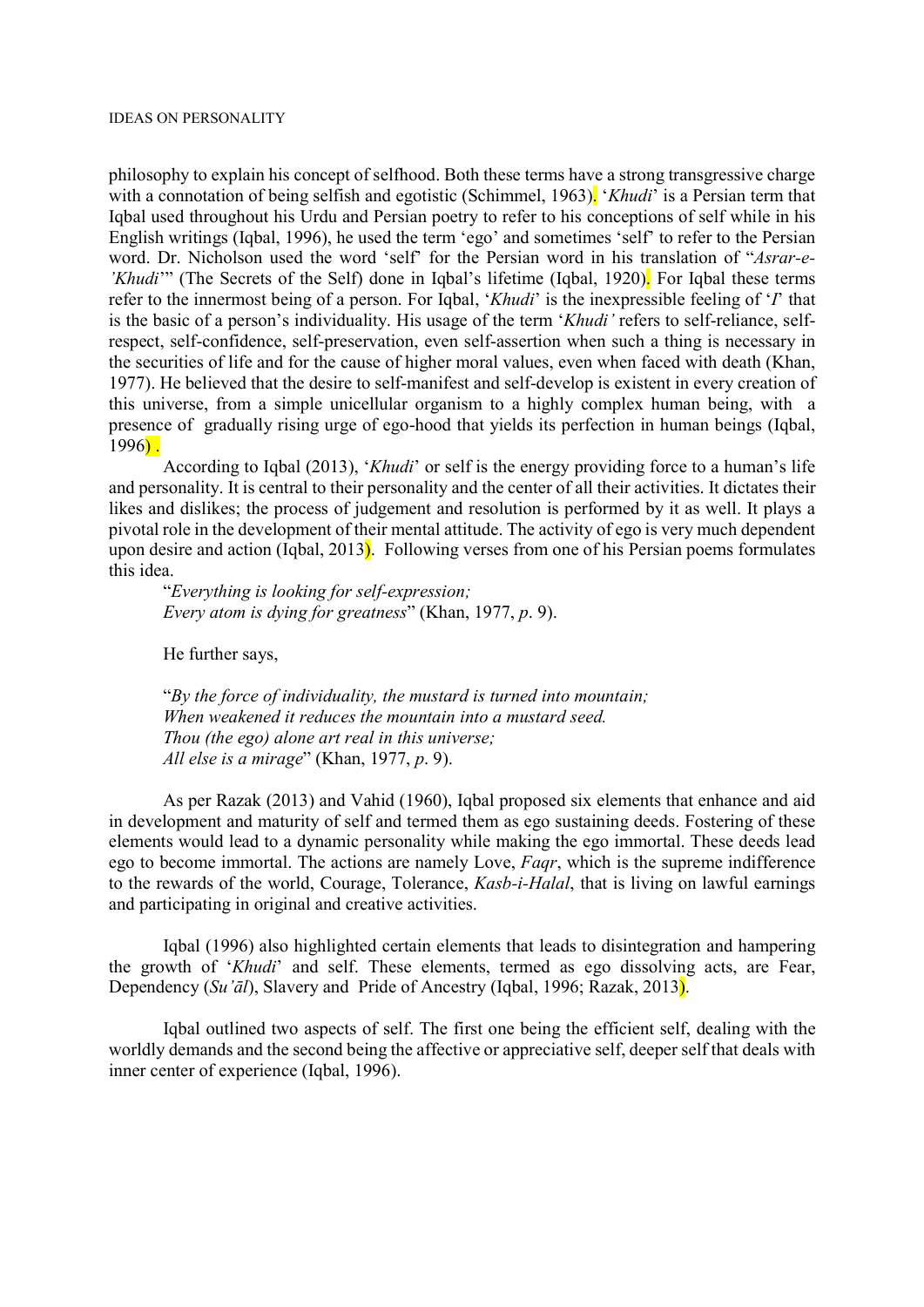philosophy to explain his concept of selfhood. Both these terms have a strong transgressive charge with a connotation of being selfish and egotistic (Schimmel, 1963). '*Khudi*' is a Persian term that Iqbal used throughout his Urdu and Persian poetry to refer to his conceptions of self while in his English writings (Iqbal, 1996), he used the term 'ego' and sometimes 'self' to refer to the Persian word. Dr. Nicholson used the word 'self' for the Persian word in his translation of "*Asrar-e-'Khudi*'" (The Secrets of the Self) done in Iqbal's lifetime (Iqbal, 1920). For Iqbal these terms refer to the innermost being of a person. For Iqbal, '*Khudi*' is the inexpressible feeling of '*I*' that is the basic of a person's individuality. His usage of the term '*Khudi'* refers to self-reliance, self-respect, self-confidence, self-preservation, even self-assertion when such a thing is necessary in the securities of life and for the cause of higher moral values, even when faced with death (Khan, 1977). He believed that the desire to self-manifest and self-develop is existent in every creation of this universe, from a simple unicellular organism to a highly complex human being, with a presence of gradually rising urge of ego-hood that yields its perfection in human beings (Iqbal, 1996) .

According to Iqbal (2013), '*Khudi*' or self is the energy providing force to a human's life and personality. It is central to their personality and the center of all their activities. It dictates their likes and dislikes; the process of judgement and resolution is performed by it as well. It plays a pivotal role in the development of their mental attitude. The activity of ego is very much dependent upon desire and action (Iqbal, 2013). Following verses from one of his Persian poems formulates this idea.

"*Everything is looking for self-expression;*
*Every atom is dying for greatness*" (Khan, 1977, *p*. 9).

He further says,

"*By the force of individuality, the mustard is turned into mountain;*
*When weakened it reduces the mountain into a mustard seed.*
*Thou (the ego) alone art real in this universe;*
*All else is a mirage*" (Khan, 1977, *p*. 9).

As per Razak (2013) and Vahid (1960), Iqbal proposed six elements that enhance and aid in development and maturity of self and termed them as ego sustaining deeds. Fostering of these elements would lead to a dynamic personality while making the ego immortal. These deeds lead ego to become immortal. The actions are namely Love, *Faqr*, which is the supreme indifference to the rewards of the world, Courage, Tolerance, *Kasb-i-Halal*, that is living on lawful earnings and participating in original and creative activities.

Iqbal (1996) also highlighted certain elements that leads to disintegration and hampering the growth of '*Khudi*' and self. These elements, termed as ego dissolving acts, are Fear, Dependency (*Su'āl*), Slavery and Pride of Ancestry (Iqbal, 1996; Razak, 2013).

Iqbal outlined two aspects of self. The first one being the efficient self, dealing with the worldly demands and the second being the affective or appreciative self, deeper self that deals with inner center of experience (Iqbal, 1996).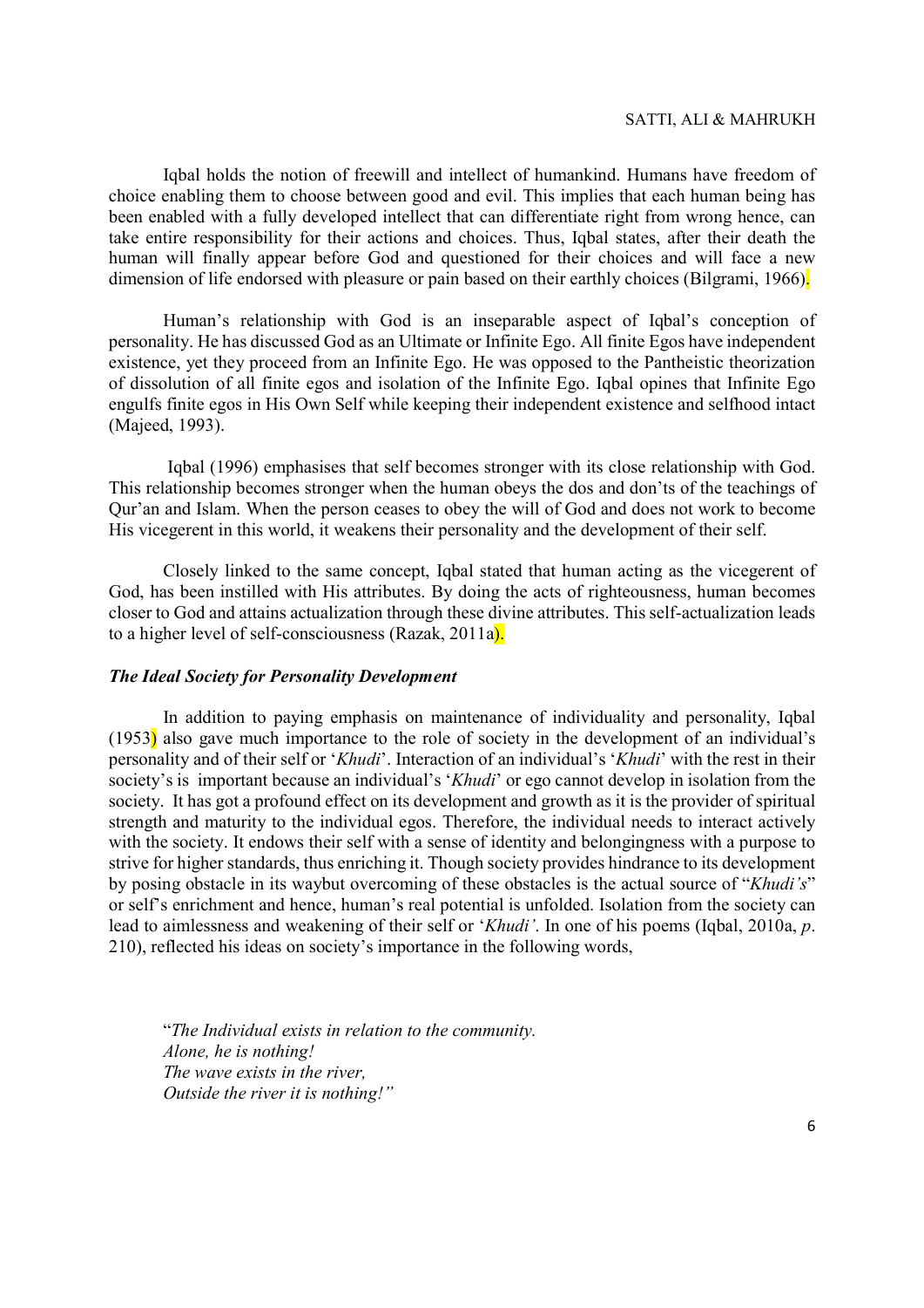Iqbal holds the notion of freewill and intellect of humankind. Humans have freedom of choice enabling them to choose between good and evil. This implies that each human being has been enabled with a fully developed intellect that can differentiate right from wrong hence, can take entire responsibility for their actions and choices. Thus, Iqbal states, after their death the human will finally appear before God and questioned for their choices and will face a new dimension of life endorsed with pleasure or pain based on their earthly choices (Bilgrami, 1966).

Human's relationship with God is an inseparable aspect of Iqbal's conception of personality. He has discussed God as an Ultimate or Infinite Ego. All finite Egos have independent existence, yet they proceed from an Infinite Ego. He was opposed to the Pantheistic theorization of dissolution of all finite egos and isolation of the Infinite Ego. Iqbal opines that Infinite Ego engulfs finite egos in His Own Self while keeping their independent existence and selfhood intact (Majeed, 1993).

Iqbal (1996) emphasises that self becomes stronger with its close relationship with God. This relationship becomes stronger when the human obeys the dos and don'ts of the teachings of Qur'an and Islam. When the person ceases to obey the will of God and does not work to become His vicegerent in this world, it weakens their personality and the development of their self.

Closely linked to the same concept, Iqbal stated that human acting as the vicegerent of God, has been instilled with His attributes. By doing the acts of righteousness, human becomes closer to God and attains actualization through these divine attributes. This self-actualization leads to a higher level of self-consciousness (Razak, 2011a).

### *The Ideal Society for Personality Development*

In addition to paying emphasis on maintenance of individuality and personality, Iqbal (1953) also gave much importance to the role of society in the development of an individual's personality and of their self or '*Khudi*'. Interaction of an individual's '*Khudi*' with the rest in their society's is important because an individual's '*Khudi*' or ego cannot develop in isolation from the society. It has got a profound effect on its development and growth as it is the provider of spiritual strength and maturity to the individual egos. Therefore, the individual needs to interact actively with the society. It endows their self with a sense of identity and belongingness with a purpose to strive for higher standards, thus enriching it. Though society provides hindrance to its development by posing obstacle in its waybut overcoming of these obstacles is the actual source of "*Khudi's*" or self's enrichment and hence, human's real potential is unfolded. Isolation from the society can lead to aimlessness and weakening of their self or '*Khudi'*. In one of his poems (Iqbal, 2010a, *p*. 210), reflected his ideas on society's importance in the following words,

> "*The Individual exists in relation to the community.*
> *Alone, he is nothing!*
> *The wave exists in the river,*
> *Outside the river it is nothing!"*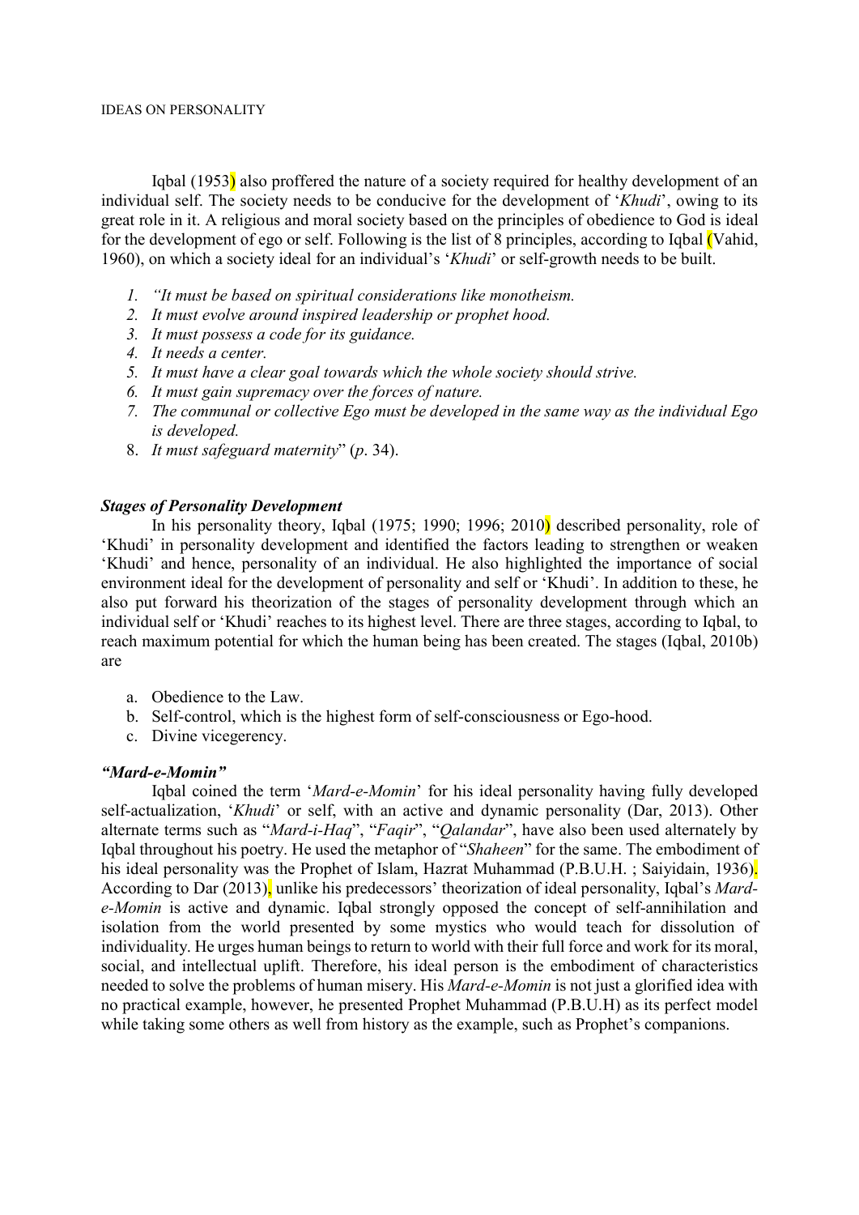Iqbal (1953) also proffered the nature of a society required for healthy development of an individual self. The society needs to be conducive for the development of '*Khudi*', owing to its great role in it. A religious and moral society based on the principles of obedience to God is ideal for the development of ego or self. Following is the list of 8 principles, according to Iqbal (Vahid, 1960), on which a society ideal for an individual's '*Khudi*' or self-growth needs to be built.

1. *"It must be based on spiritual considerations like monotheism.*
2. *It must evolve around inspired leadership or prophet hood.*
3. *It must possess a code for its guidance.*
4. *It needs a center.*
5. *It must have a clear goal towards which the whole society should strive.*
6. *It must gain supremacy over the forces of nature.*
7. *The communal or collective Ego must be developed in the same way as the individual Ego is developed.*
8. *It must safeguard maternity*" (*p*. 34).

### *Stages of Personality Development*

In his personality theory, Iqbal (1975; 1990; 1996; 2010) described personality, role of 'Khudi' in personality development and identified the factors leading to strengthen or weaken 'Khudi' and hence, personality of an individual. He also highlighted the importance of social environment ideal for the development of personality and self or 'Khudi'. In addition to these, he also put forward his theorization of the stages of personality development through which an individual self or 'Khudi' reaches to its highest level. There are three stages, according to Iqbal, to reach maximum potential for which the human being has been created. The stages (Iqbal, 2010b) are

a. Obedience to the Law.
b. Self-control, which is the highest form of self-consciousness or Ego-hood.
c. Divine vicegerency.

### *"Mard-e-Momin"*

Iqbal coined the term '*Mard-e-Momin*' for his ideal personality having fully developed self-actualization, '*Khudi*' or self, with an active and dynamic personality (Dar, 2013). Other alternate terms such as "*Mard-i-Haq*", "*Faqir*", "*Qalandar*", have also been used alternately by Iqbal throughout his poetry. He used the metaphor of "*Shaheen*" for the same. The embodiment of his ideal personality was the Prophet of Islam, Hazrat Muhammad (P.B.U.H. ; Saiyidain, 1936). According to Dar (2013), unlike his predecessors' theorization of ideal personality, Iqbal's *Mard-e-Momin* is active and dynamic. Iqbal strongly opposed the concept of self-annihilation and isolation from the world presented by some mystics who would teach for dissolution of individuality. He urges human beings to return to world with their full force and work for its moral, social, and intellectual uplift. Therefore, his ideal person is the embodiment of characteristics needed to solve the problems of human misery. His *Mard-e-Momin* is not just a glorified idea with no practical example, however, he presented Prophet Muhammad (P.B.U.H) as its perfect model while taking some others as well from history as the example, such as Prophet's companions.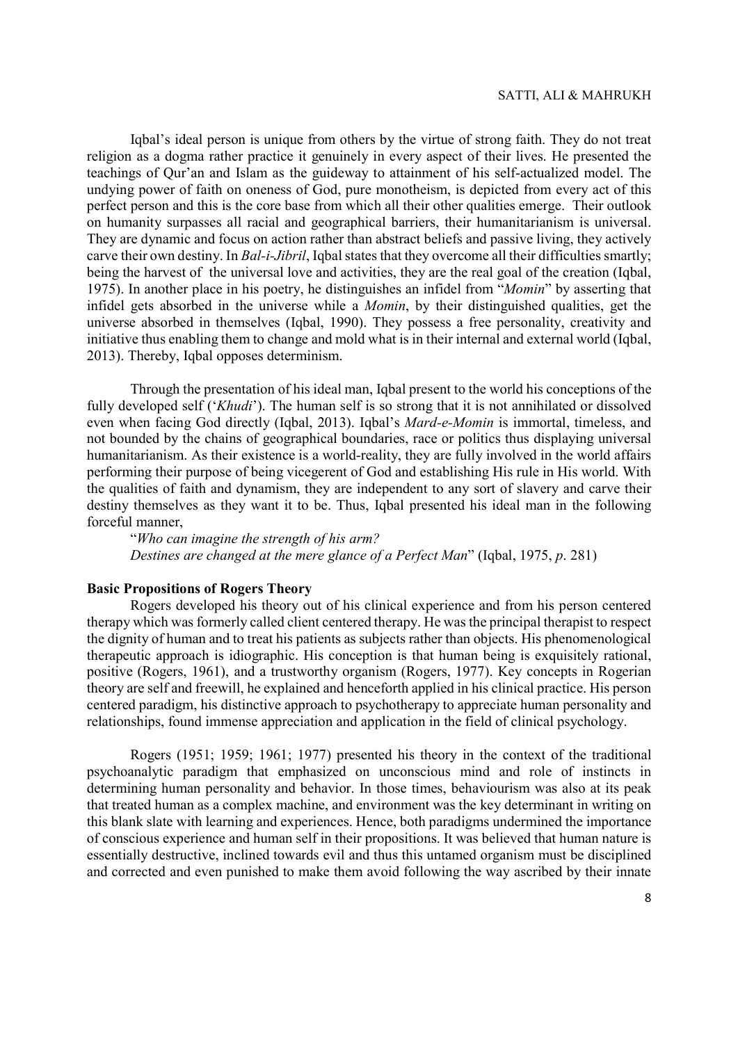Iqbal's ideal person is unique from others by the virtue of strong faith. They do not treat religion as a dogma rather practice it genuinely in every aspect of their lives. He presented the teachings of Qur'an and Islam as the guideway to attainment of his self-actualized model. The undying power of faith on oneness of God, pure monotheism, is depicted from every act of this perfect person and this is the core base from which all their other qualities emerge. Their outlook on humanity surpasses all racial and geographical barriers, their humanitarianism is universal. They are dynamic and focus on action rather than abstract beliefs and passive living, they actively carve their own destiny. In *Bal-i-Jibril*, Iqbal states that they overcome all their difficulties smartly; being the harvest of the universal love and activities, they are the real goal of the creation (Iqbal, 1975). In another place in his poetry, he distinguishes an infidel from "*Momin*" by asserting that infidel gets absorbed in the universe while a *Momin*, by their distinguished qualities, get the universe absorbed in themselves (Iqbal, 1990). They possess a free personality, creativity and initiative thus enabling them to change and mold what is in their internal and external world (Iqbal, 2013). Thereby, Iqbal opposes determinism.

Through the presentation of his ideal man, Iqbal present to the world his conceptions of the fully developed self ('*Khudi*'). The human self is so strong that it is not annihilated or dissolved even when facing God directly (Iqbal, 2013). Iqbal's *Mard-e-Momin* is immortal, timeless, and not bounded by the chains of geographical boundaries, race or politics thus displaying universal humanitarianism. As their existence is a world-reality, they are fully involved in the world affairs performing their purpose of being vicegerent of God and establishing His rule in His world. With the qualities of faith and dynamism, they are independent to any sort of slavery and carve their destiny themselves as they want it to be. Thus, Iqbal presented his ideal man in the following forceful manner,

"*Who can imagine the strength of his arm?*
*Destines are changed at the mere glance of a Perfect Man*" (Iqbal, 1975, *p*. 281)

**Basic Propositions of Rogers Theory**

Rogers developed his theory out of his clinical experience and from his person centered therapy which was formerly called client centered therapy. He was the principal therapist to respect the dignity of human and to treat his patients as subjects rather than objects. His phenomenological therapeutic approach is idiographic. His conception is that human being is exquisitely rational, positive (Rogers, 1961), and a trustworthy organism (Rogers, 1977). Key concepts in Rogerian theory are self and freewill, he explained and henceforth applied in his clinical practice. His person centered paradigm, his distinctive approach to psychotherapy to appreciate human personality and relationships, found immense appreciation and application in the field of clinical psychology.

Rogers (1951; 1959; 1961; 1977) presented his theory in the context of the traditional psychoanalytic paradigm that emphasized on unconscious mind and role of instincts in determining human personality and behavior. In those times, behaviourism was also at its peak that treated human as a complex machine, and environment was the key determinant in writing on this blank slate with learning and experiences. Hence, both paradigms undermined the importance of conscious experience and human self in their propositions. It was believed that human nature is essentially destructive, inclined towards evil and thus this untamed organism must be disciplined and corrected and even punished to make them avoid following the way ascribed by their innate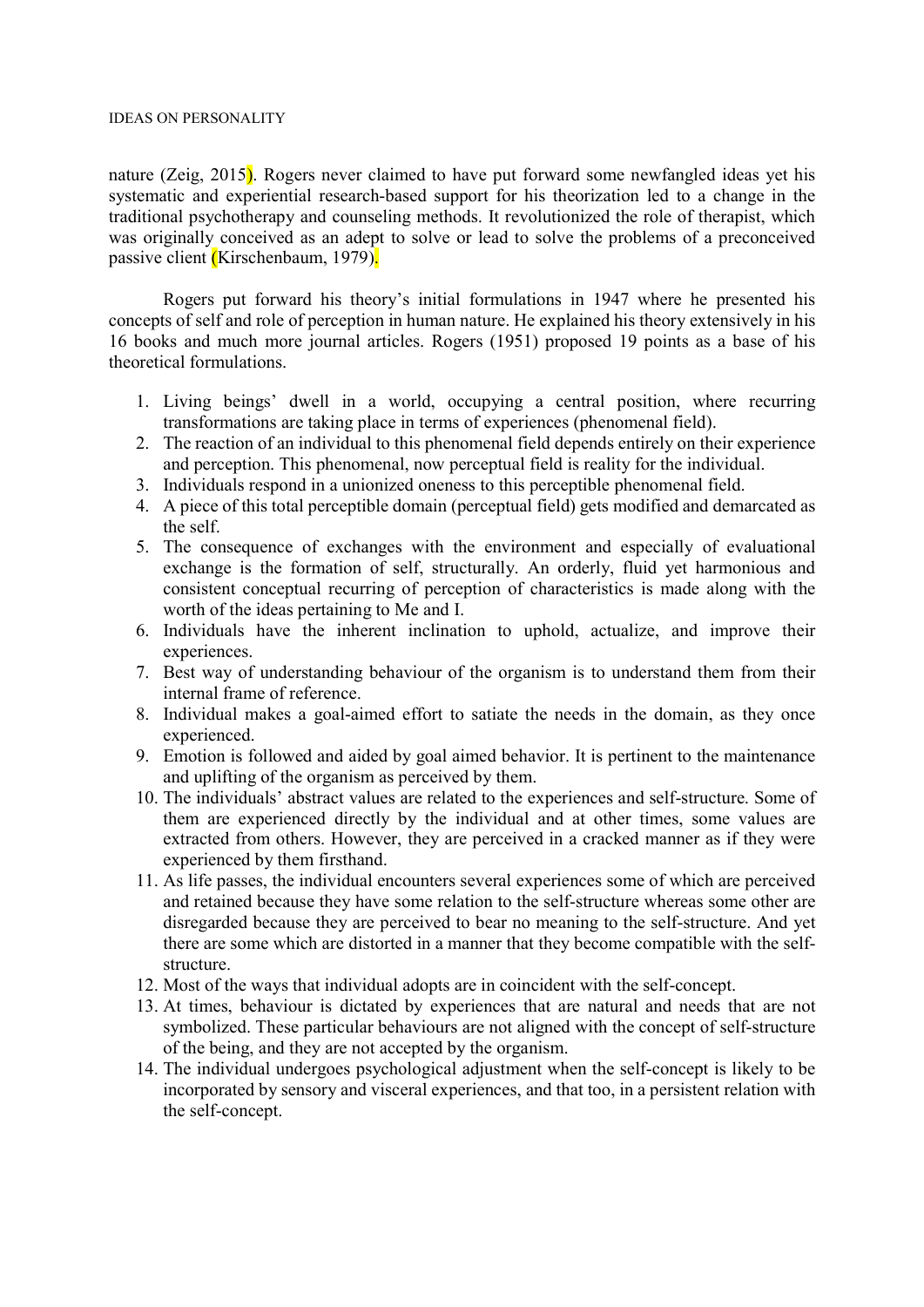nature (Zeig, 2015). Rogers never claimed to have put forward some newfangled ideas yet his systematic and experiential research-based support for his theorization led to a change in the traditional psychotherapy and counseling methods. It revolutionized the role of therapist, which was originally conceived as an adept to solve or lead to solve the problems of a preconceived passive client (Kirschenbaum, 1979).

Rogers put forward his theory's initial formulations in 1947 where he presented his concepts of self and role of perception in human nature. He explained his theory extensively in his 16 books and much more journal articles. Rogers (1951) proposed 19 points as a base of his theoretical formulations.

1. Living beings' dwell in a world, occupying a central position, where recurring transformations are taking place in terms of experiences (phenomenal field).
2. The reaction of an individual to this phenomenal field depends entirely on their experience and perception. This phenomenal, now perceptual field is reality for the individual.
3. Individuals respond in a unionized oneness to this perceptible phenomenal field.
4. A piece of this total perceptible domain (perceptual field) gets modified and demarcated as the self.
5. The consequence of exchanges with the environment and especially of evaluational exchange is the formation of self, structurally. An orderly, fluid yet harmonious and consistent conceptual recurring of perception of characteristics is made along with the worth of the ideas pertaining to Me and I.
6. Individuals have the inherent inclination to uphold, actualize, and improve their experiences.
7. Best way of understanding behaviour of the organism is to understand them from their internal frame of reference.
8. Individual makes a goal-aimed effort to satiate the needs in the domain, as they once experienced.
9. Emotion is followed and aided by goal aimed behavior. It is pertinent to the maintenance and uplifting of the organism as perceived by them.
10. The individuals' abstract values are related to the experiences and self-structure. Some of them are experienced directly by the individual and at other times, some values are extracted from others. However, they are perceived in a cracked manner as if they were experienced by them firsthand.
11. As life passes, the individual encounters several experiences some of which are perceived and retained because they have some relation to the self-structure whereas some other are disregarded because they are perceived to bear no meaning to the self-structure. And yet there are some which are distorted in a manner that they become compatible with the self-structure.
12. Most of the ways that individual adopts are in coincident with the self-concept.
13. At times, behaviour is dictated by experiences that are natural and needs that are not symbolized. These particular behaviours are not aligned with the concept of self-structure of the being, and they are not accepted by the organism.
14. The individual undergoes psychological adjustment when the self-concept is likely to be incorporated by sensory and visceral experiences, and that too, in a persistent relation with the self-concept.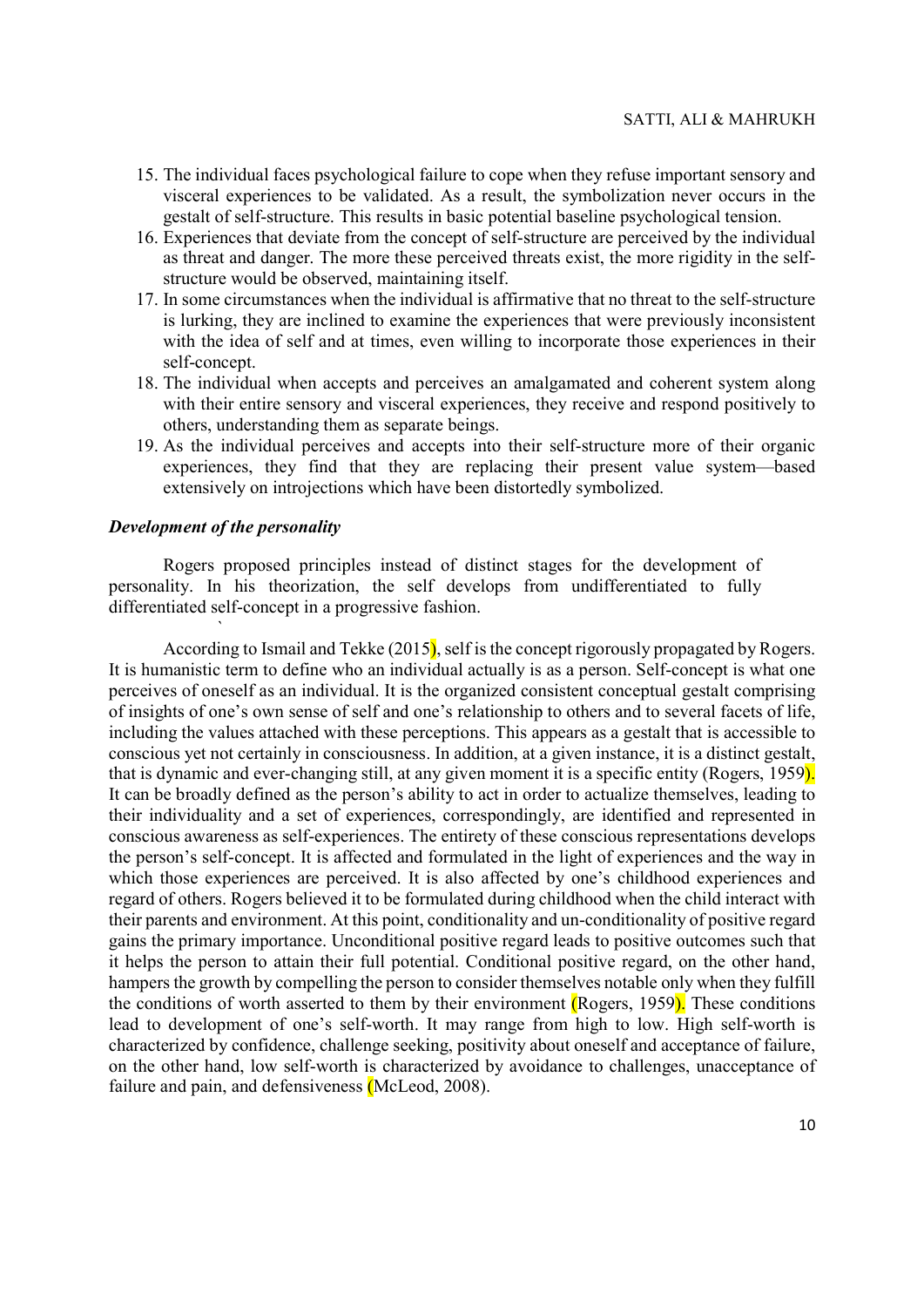15. The individual faces psychological failure to cope when they refuse important sensory and visceral experiences to be validated. As a result, the symbolization never occurs in the gestalt of self-structure. This results in basic potential baseline psychological tension.
16. Experiences that deviate from the concept of self-structure are perceived by the individual as threat and danger. The more these perceived threats exist, the more rigidity in the self-structure would be observed, maintaining itself.
17. In some circumstances when the individual is affirmative that no threat to the self-structure is lurking, they are inclined to examine the experiences that were previously inconsistent with the idea of self and at times, even willing to incorporate those experiences in their self-concept.
18. The individual when accepts and perceives an amalgamated and coherent system along with their entire sensory and visceral experiences, they receive and respond positively to others, understanding them as separate beings.
19. As the individual perceives and accepts into their self-structure more of their organic experiences, they find that they are replacing their present value system—based extensively on introjections which have been distortedly symbolized.

### *Development of the personality*

Rogers proposed principles instead of distinct stages for the development of personality. In his theorization, the self develops from undifferentiated to fully differentiated self-concept in a progressive fashion.

According to Ismail and Tekke (2015), self is the concept rigorously propagated by Rogers. It is humanistic term to define who an individual actually is as a person. Self-concept is what one perceives of oneself as an individual. It is the organized consistent conceptual gestalt comprising of insights of one's own sense of self and one's relationship to others and to several facets of life, including the values attached with these perceptions. This appears as a gestalt that is accessible to conscious yet not certainly in consciousness. In addition, at a given instance, it is a distinct gestalt, that is dynamic and ever-changing still, at any given moment it is a specific entity (Rogers, 1959). It can be broadly defined as the person's ability to act in order to actualize themselves, leading to their individuality and a set of experiences, correspondingly, are identified and represented in conscious awareness as self-experiences. The entirety of these conscious representations develops the person's self-concept. It is affected and formulated in the light of experiences and the way in which those experiences are perceived. It is also affected by one's childhood experiences and regard of others. Rogers believed it to be formulated during childhood when the child interact with their parents and environment. At this point, conditionality and un-conditionality of positive regard gains the primary importance. Unconditional positive regard leads to positive outcomes such that it helps the person to attain their full potential. Conditional positive regard, on the other hand, hampers the growth by compelling the person to consider themselves notable only when they fulfill the conditions of worth asserted to them by their environment (Rogers, 1959). These conditions lead to development of one's self-worth. It may range from high to low. High self-worth is characterized by confidence, challenge seeking, positivity about oneself and acceptance of failure, on the other hand, low self-worth is characterized by avoidance to challenges, unacceptance of failure and pain, and defensiveness (McLeod, 2008).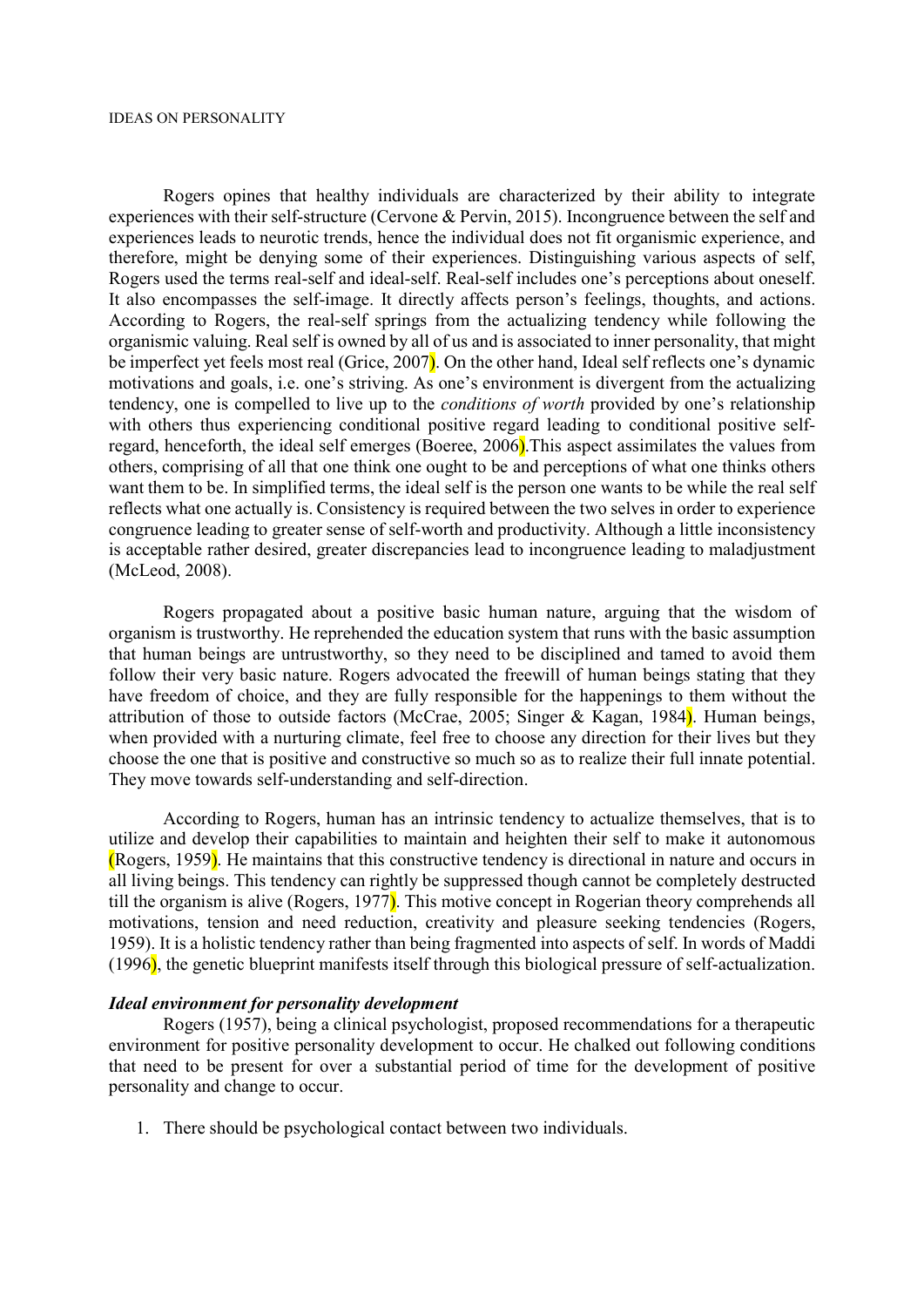Rogers opines that healthy individuals are characterized by their ability to integrate experiences with their self-structure (Cervone & Pervin, 2015). Incongruence between the self and experiences leads to neurotic trends, hence the individual does not fit organismic experience, and therefore, might be denying some of their experiences. Distinguishing various aspects of self, Rogers used the terms real-self and ideal-self. Real-self includes one's perceptions about oneself. It also encompasses the self-image. It directly affects person's feelings, thoughts, and actions. According to Rogers, the real-self springs from the actualizing tendency while following the organismic valuing. Real self is owned by all of us and is associated to inner personality, that might be imperfect yet feels most real (Grice, 2007). On the other hand, Ideal self reflects one's dynamic motivations and goals, i.e. one's striving. As one's environment is divergent from the actualizing tendency, one is compelled to live up to the *conditions of worth* provided by one's relationship with others thus experiencing conditional positive regard leading to conditional positive self-regard, henceforth, the ideal self emerges (Boeree, 2006).This aspect assimilates the values from others, comprising of all that one think one ought to be and perceptions of what one thinks others want them to be. In simplified terms, the ideal self is the person one wants to be while the real self reflects what one actually is. Consistency is required between the two selves in order to experience congruence leading to greater sense of self-worth and productivity. Although a little inconsistency is acceptable rather desired, greater discrepancies lead to incongruence leading to maladjustment (McLeod, 2008).

Rogers propagated about a positive basic human nature, arguing that the wisdom of organism is trustworthy. He reprehended the education system that runs with the basic assumption that human beings are untrustworthy, so they need to be disciplined and tamed to avoid them follow their very basic nature. Rogers advocated the freewill of human beings stating that they have freedom of choice, and they are fully responsible for the happenings to them without the attribution of those to outside factors (McCrae, 2005; Singer & Kagan, 1984). Human beings, when provided with a nurturing climate, feel free to choose any direction for their lives but they choose the one that is positive and constructive so much so as to realize their full innate potential. They move towards self-understanding and self-direction.

According to Rogers, human has an intrinsic tendency to actualize themselves, that is to utilize and develop their capabilities to maintain and heighten their self to make it autonomous (Rogers, 1959). He maintains that this constructive tendency is directional in nature and occurs in all living beings. This tendency can rightly be suppressed though cannot be completely destructed till the organism is alive (Rogers, 1977). This motive concept in Rogerian theory comprehends all motivations, tension and need reduction, creativity and pleasure seeking tendencies (Rogers, 1959). It is a holistic tendency rather than being fragmented into aspects of self. In words of Maddi (1996), the genetic blueprint manifests itself through this biological pressure of self-actualization.

***Ideal environment for personality development***

Rogers (1957), being a clinical psychologist, proposed recommendations for a therapeutic environment for positive personality development to occur. He chalked out following conditions that need to be present for over a substantial period of time for the development of positive personality and change to occur.

1. There should be psychological contact between two individuals.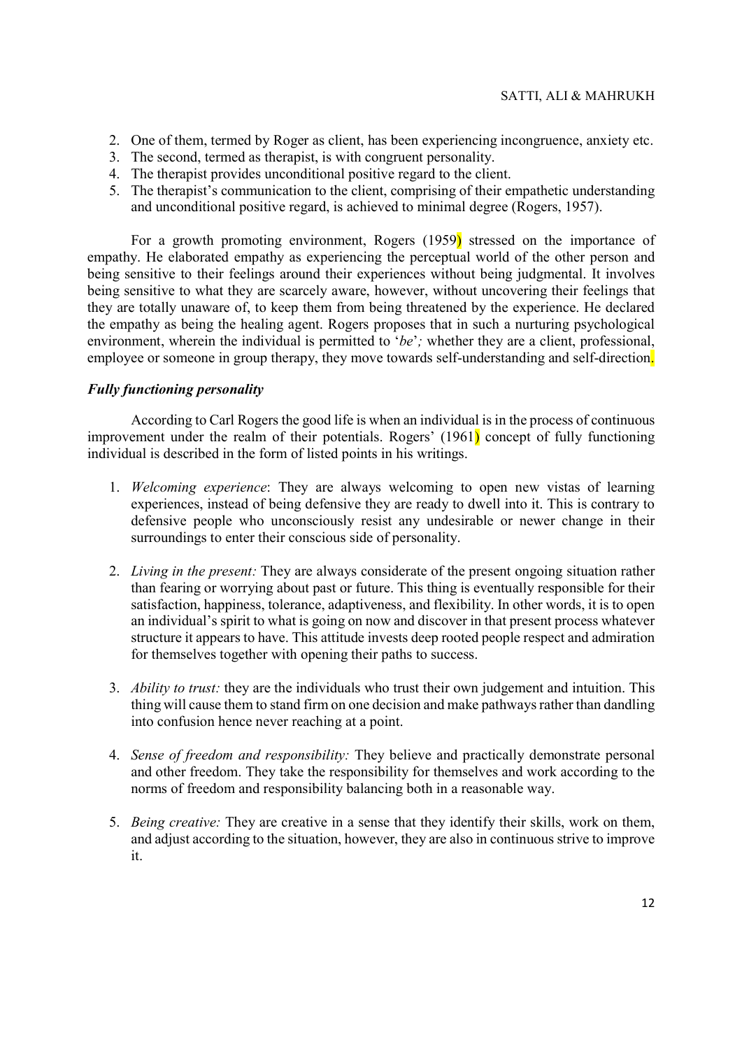2. One of them, termed by Roger as client, has been experiencing incongruence, anxiety etc.
3. The second, termed as therapist, is with congruent personality.
4. The therapist provides unconditional positive regard to the client.
5. The therapist's communication to the client, comprising of their empathetic understanding and unconditional positive regard, is achieved to minimal degree (Rogers, 1957).

For a growth promoting environment, Rogers (1959) stressed on the importance of empathy. He elaborated empathy as experiencing the perceptual world of the other person and being sensitive to their feelings around their experiences without being judgmental. It involves being sensitive to what they are scarcely aware, however, without uncovering their feelings that they are totally unaware of, to keep them from being threatened by the experience. He declared the empathy as being the healing agent. Rogers proposes that in such a nurturing psychological environment, wherein the individual is permitted to '*be*'*;* whether they are a client, professional, employee or someone in group therapy, they move towards self-understanding and self-direction.

***Fully functioning personality***

According to Carl Rogers the good life is when an individual is in the process of continuous improvement under the realm of their potentials. Rogers' (1961) concept of fully functioning individual is described in the form of listed points in his writings.

1. *Welcoming experience*: They are always welcoming to open new vistas of learning experiences, instead of being defensive they are ready to dwell into it. This is contrary to defensive people who unconsciously resist any undesirable or newer change in their surroundings to enter their conscious side of personality.

2. *Living in the present:* They are always considerate of the present ongoing situation rather than fearing or worrying about past or future. This thing is eventually responsible for their satisfaction, happiness, tolerance, adaptiveness, and flexibility. In other words, it is to open an individual's spirit to what is going on now and discover in that present process whatever structure it appears to have. This attitude invests deep rooted people respect and admiration for themselves together with opening their paths to success.

3. *Ability to trust:* they are the individuals who trust their own judgement and intuition. This thing will cause them to stand firm on one decision and make pathways rather than dandling into confusion hence never reaching at a point.

4. *Sense of freedom and responsibility:* They believe and practically demonstrate personal and other freedom. They take the responsibility for themselves and work according to the norms of freedom and responsibility balancing both in a reasonable way.

5. *Being creative:* They are creative in a sense that they identify their skills, work on them, and adjust according to the situation, however, they are also in continuous strive to improve it.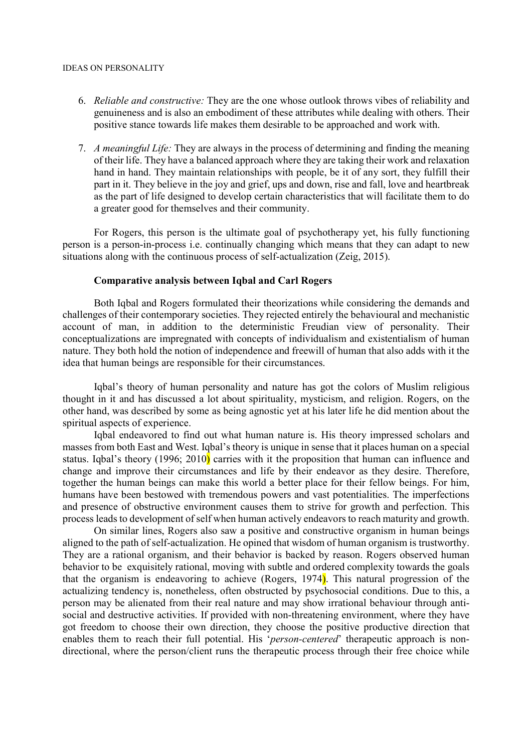6. *Reliable and constructive:* They are the one whose outlook throws vibes of reliability and genuineness and is also an embodiment of these attributes while dealing with others. Their positive stance towards life makes them desirable to be approached and work with.

7. *A meaningful Life:* They are always in the process of determining and finding the meaning of their life. They have a balanced approach where they are taking their work and relaxation hand in hand. They maintain relationships with people, be it of any sort, they fulfill their part in it. They believe in the joy and grief, ups and down, rise and fall, love and heartbreak as the part of life designed to develop certain characteristics that will facilitate them to do a greater good for themselves and their community.

For Rogers, this person is the ultimate goal of psychotherapy yet, his fully functioning person is a person-in-process i.e. continually changing which means that they can adapt to new situations along with the continuous process of self-actualization (Zeig, 2015).

### Comparative analysis between Iqbal and Carl Rogers

Both Iqbal and Rogers formulated their theorizations while considering the demands and challenges of their contemporary societies. They rejected entirely the behavioural and mechanistic account of man, in addition to the deterministic Freudian view of personality. Their conceptualizations are impregnated with concepts of individualism and existentialism of human nature. They both hold the notion of independence and freewill of human that also adds with it the idea that human beings are responsible for their circumstances.

Iqbal's theory of human personality and nature has got the colors of Muslim religious thought in it and has discussed a lot about spirituality, mysticism, and religion. Rogers, on the other hand, was described by some as being agnostic yet at his later life he did mention about the spiritual aspects of experience.

Iqbal endeavored to find out what human nature is. His theory impressed scholars and masses from both East and West. Iqbal's theory is unique in sense that it places human on a special status. Iqbal's theory (1996; 2010) carries with it the proposition that human can influence and change and improve their circumstances and life by their endeavor as they desire. Therefore, together the human beings can make this world a better place for their fellow beings. For him, humans have been bestowed with tremendous powers and vast potentialities. The imperfections and presence of obstructive environment causes them to strive for growth and perfection. This process leads to development of self when human actively endeavors to reach maturity and growth.

On similar lines, Rogers also saw a positive and constructive organism in human beings aligned to the path of self-actualization. He opined that wisdom of human organism is trustworthy. They are a rational organism, and their behavior is backed by reason. Rogers observed human behavior to be exquisitely rational, moving with subtle and ordered complexity towards the goals that the organism is endeavoring to achieve (Rogers, 1974). This natural progression of the actualizing tendency is, nonetheless, often obstructed by psychosocial conditions. Due to this, a person may be alienated from their real nature and may show irrational behaviour through anti-social and destructive activities. If provided with non-threatening environment, where they have got freedom to choose their own direction, they choose the positive productive direction that enables them to reach their full potential. His '*person-centered*' therapeutic approach is non-directional, where the person/client runs the therapeutic process through their free choice while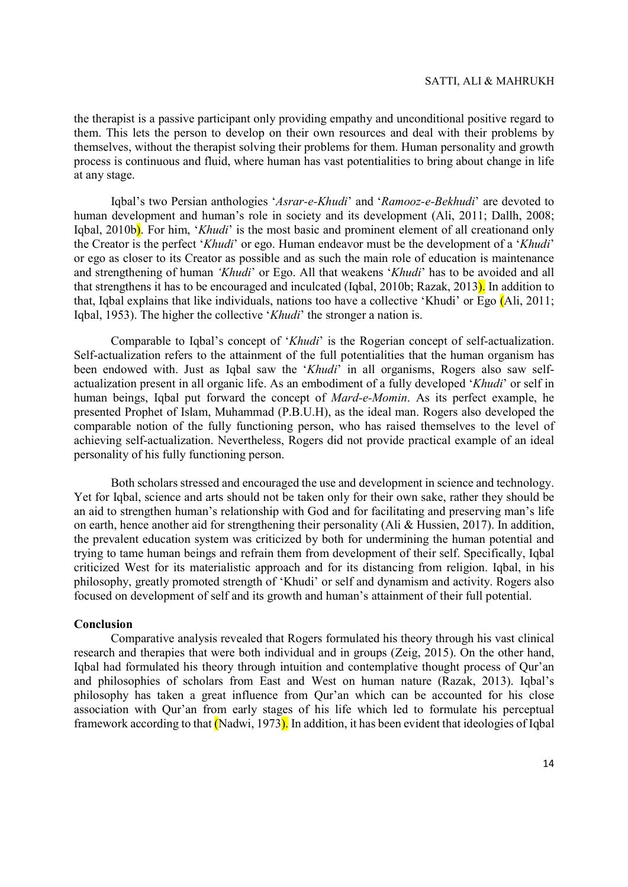the therapist is a passive participant only providing empathy and unconditional positive regard to them. This lets the person to develop on their own resources and deal with their problems by themselves, without the therapist solving their problems for them. Human personality and growth process is continuous and fluid, where human has vast potentialities to bring about change in life at any stage.

Iqbal's two Persian anthologies '*Asrar-e-Khudi*' and '*Ramooz-e-Bekhudi*' are devoted to human development and human's role in society and its development (Ali, 2011; Dallh, 2008; Iqbal, 2010b). For him, '*Khudi*' is the most basic and prominent element of all creationand only the Creator is the perfect '*Khudi*' or ego. Human endeavor must be the development of a '*Khudi*' or ego as closer to its Creator as possible and as such the main role of education is maintenance and strengthening of human *'Khudi*' or Ego. All that weakens '*Khudi*' has to be avoided and all that strengthens it has to be encouraged and inculcated (Iqbal, 2010b; Razak, 2013). In addition to that, Iqbal explains that like individuals, nations too have a collective 'Khudi' or Ego (Ali, 2011; Iqbal, 1953). The higher the collective '*Khudi*' the stronger a nation is.

Comparable to Iqbal's concept of '*Khudi*' is the Rogerian concept of self-actualization. Self-actualization refers to the attainment of the full potentialities that the human organism has been endowed with. Just as Iqbal saw the '*Khudi*' in all organisms, Rogers also saw self-actualization present in all organic life. As an embodiment of a fully developed '*Khudi*' or self in human beings, Iqbal put forward the concept of *Mard-e-Momin*. As its perfect example, he presented Prophet of Islam, Muhammad (P.B.U.H), as the ideal man. Rogers also developed the comparable notion of the fully functioning person, who has raised themselves to the level of achieving self-actualization. Nevertheless, Rogers did not provide practical example of an ideal personality of his fully functioning person.

Both scholars stressed and encouraged the use and development in science and technology. Yet for Iqbal, science and arts should not be taken only for their own sake, rather they should be an aid to strengthen human's relationship with God and for facilitating and preserving man's life on earth, hence another aid for strengthening their personality (Ali & Hussien, 2017). In addition, the prevalent education system was criticized by both for undermining the human potential and trying to tame human beings and refrain them from development of their self. Specifically, Iqbal criticized West for its materialistic approach and for its distancing from religion. Iqbal, in his philosophy, greatly promoted strength of 'Khudi' or self and dynamism and activity. Rogers also focused on development of self and its growth and human's attainment of their full potential.

## Conclusion

Comparative analysis revealed that Rogers formulated his theory through his vast clinical research and therapies that were both individual and in groups (Zeig, 2015). On the other hand, Iqbal had formulated his theory through intuition and contemplative thought process of Qur'an and philosophies of scholars from East and West on human nature (Razak, 2013). Iqbal's philosophy has taken a great influence from Qur'an which can be accounted for his close association with Qur'an from early stages of his life which led to formulate his perceptual framework according to that (Nadwi, 1973). In addition, it has been evident that ideologies of Iqbal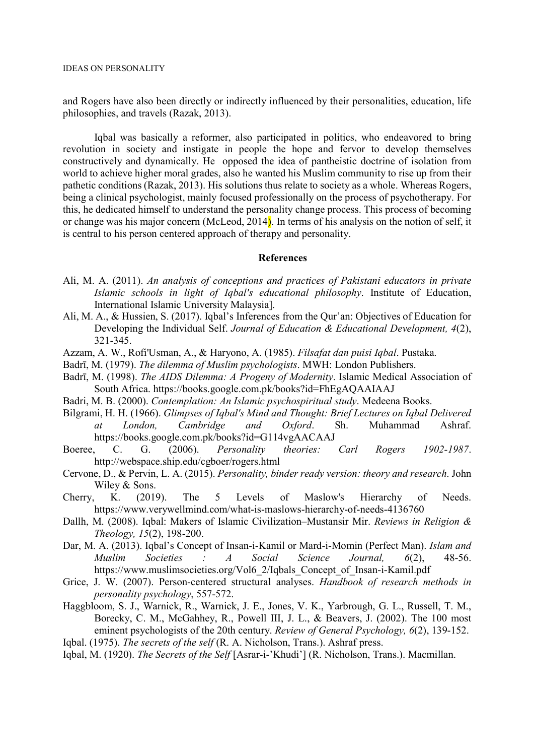and Rogers have also been directly or indirectly influenced by their personalities, education, life philosophies, and travels (Razak, 2013).

Iqbal was basically a reformer, also participated in politics, who endeavored to bring revolution in society and instigate in people the hope and fervor to develop themselves constructively and dynamically. He opposed the idea of pantheistic doctrine of isolation from world to achieve higher moral grades, also he wanted his Muslim community to rise up from their pathetic conditions (Razak, 2013). His solutions thus relate to society as a whole. Whereas Rogers, being a clinical psychologist, mainly focused professionally on the process of psychotherapy. For this, he dedicated himself to understand the personality change process. This process of becoming or change was his major concern (McLeod, 2014). In terms of his analysis on the notion of self, it is central to his person centered approach of therapy and personality.

## References

Ali, M. A. (2011). *An analysis of conceptions and practices of Pakistani educators in private Islamic schools in light of Iqbal's educational philosophy*. Institute of Education, International Islamic University Malaysia].

Ali, M. A., & Hussien, S. (2017). Iqbal's Inferences from the Qur'an: Objectives of Education for Developing the Individual Self. *Journal of Education & Educational Development, 4*(2), 321-345.

Azzam, A. W., Rofi'Usman, A., & Haryono, A. (1985). *Filsafat dan puisi Iqbal*. Pustaka.

Badrī, M. (1979). *The dilemma of Muslim psychologists*. MWH: London Publishers.

Badrī, M. (1998). *The AIDS Dilemma: A Progeny of Modernity*. Islamic Medical Association of South Africa. https://books.google.com.pk/books?id=FhEgAQAAIAAJ

Badri, M. B. (2000). *Contemplation: An Islamic psychospiritual study*. Medeena Books.

Bilgrami, H. H. (1966). *Glimpses of Iqbal's Mind and Thought: Brief Lectures on Iqbal Delivered at London, Cambridge and Oxford*. Sh. Muhammad Ashraf. https://books.google.com.pk/books?id=G114vgAACAAJ

Boeree, C. G. (2006). *Personality theories: Carl Rogers 1902-1987*. http://webspace.ship.edu/cgboer/rogers.html

Cervone, D., & Pervin, L. A. (2015). *Personality, binder ready version: theory and research*. John Wiley & Sons.

Cherry, K. (2019). The 5 Levels of Maslow's Hierarchy of Needs. https://www.verywellmind.com/what-is-maslows-hierarchy-of-needs-4136760

Dallh, M. (2008). Iqbal: Makers of Islamic Civilization–Mustansir Mir. *Reviews in Religion & Theology, 15*(2), 198-200.

Dar, M. A. (2013). Iqbal's Concept of Insan-i-Kamil or Mard-i-Momin (Perfect Man). *Islam and Muslim Societies : A Social Science Journal, 6*(2), 48-56. https://www.muslimsocieties.org/Vol6_2/Iqbals_Concept_of_Insan-i-Kamil.pdf

Grice, J. W. (2007). Person-centered structural analyses. *Handbook of research methods in personality psychology*, 557-572.

Haggbloom, S. J., Warnick, R., Warnick, J. E., Jones, V. K., Yarbrough, G. L., Russell, T. M., Borecky, C. M., McGahhey, R., Powell III, J. L., & Beavers, J. (2002). The 100 most eminent psychologists of the 20th century. *Review of General Psychology, 6*(2), 139-152.

Iqbal. (1975). *The secrets of the self* (R. A. Nicholson, Trans.). Ashraf press.

Iqbal, M. (1920). *The Secrets of the Self* [Asrar-i-'Khudi'] (R. Nicholson, Trans.). Macmillan.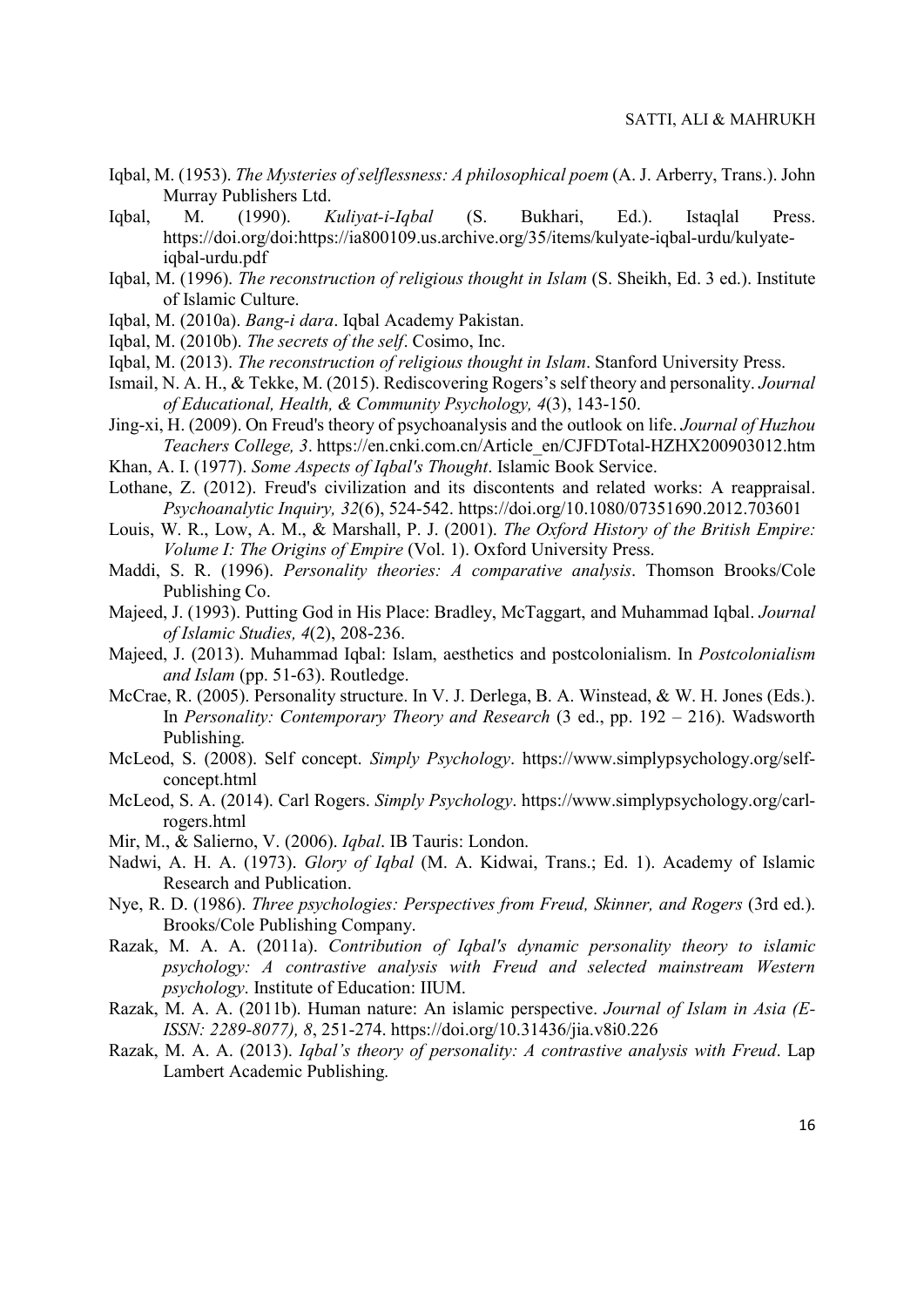Iqbal, M. (1953). *The Mysteries of selflessness: A philosophical poem* (A. J. Arberry, Trans.). John Murray Publishers Ltd.

Iqbal, M. (1990). *Kuliyat-i-Iqbal* (S. Bukhari, Ed.). Istaqlal Press. https://doi.org/doi:https://ia800109.us.archive.org/35/items/kulyate-iqbal-urdu/kulyate-iqbal-urdu.pdf

Iqbal, M. (1996). *The reconstruction of religious thought in Islam* (S. Sheikh, Ed. 3 ed.). Institute of Islamic Culture.

Iqbal, M. (2010a). *Bang-i dara*. Iqbal Academy Pakistan.

Iqbal, M. (2010b). *The secrets of the self*. Cosimo, Inc.

Iqbal, M. (2013). *The reconstruction of religious thought in Islam*. Stanford University Press.

Ismail, N. A. H., & Tekke, M. (2015). Rediscovering Rogers's self theory and personality. *Journal of Educational, Health, & Community Psychology, 4*(3), 143-150.

Jing-xi, H. (2009). On Freud's theory of psychoanalysis and the outlook on life. *Journal of Huzhou Teachers College, 3*. https://en.cnki.com.cn/Article_en/CJFDTotal-HZHX200903012.htm

Khan, A. I. (1977). *Some Aspects of Iqbal's Thought*. Islamic Book Service.

Lothane, Z. (2012). Freud's civilization and its discontents and related works: A reappraisal. *Psychoanalytic Inquiry, 32*(6), 524-542. https://doi.org/10.1080/07351690.2012.703601

Louis, W. R., Low, A. M., & Marshall, P. J. (2001). *The Oxford History of the British Empire: Volume I: The Origins of Empire* (Vol. 1). Oxford University Press.

Maddi, S. R. (1996). *Personality theories: A comparative analysis*. Thomson Brooks/Cole Publishing Co.

Majeed, J. (1993). Putting God in His Place: Bradley, McTaggart, and Muhammad Iqbal. *Journal of Islamic Studies, 4*(2), 208-236.

Majeed, J. (2013). Muhammad Iqbal: Islam, aesthetics and postcolonialism. In *Postcolonialism and Islam* (pp. 51-63). Routledge.

McCrae, R. (2005). Personality structure. In V. J. Derlega, B. A. Winstead, & W. H. Jones (Eds.). In *Personality: Contemporary Theory and Research* (3 ed., pp. 192 – 216). Wadsworth Publishing.

McLeod, S. (2008). Self concept. *Simply Psychology*. https://www.simplypsychology.org/self-concept.html

McLeod, S. A. (2014). Carl Rogers. *Simply Psychology*. https://www.simplypsychology.org/carl-rogers.html

Mir, M., & Salierno, V. (2006). *Iqbal*. IB Tauris: London.

Nadwi, A. H. A. (1973). *Glory of Iqbal* (M. A. Kidwai, Trans.; Ed. 1). Academy of Islamic Research and Publication.

Nye, R. D. (1986). *Three psychologies: Perspectives from Freud, Skinner, and Rogers* (3rd ed.). Brooks/Cole Publishing Company.

Razak, M. A. A. (2011a). *Contribution of Iqbal's dynamic personality theory to islamic psychology: A contrastive analysis with Freud and selected mainstream Western psychology*. Institute of Education: IIUM.

Razak, M. A. A. (2011b). Human nature: An islamic perspective. *Journal of Islam in Asia (E-ISSN: 2289-8077), 8*, 251-274. https://doi.org/10.31436/jia.v8i0.226

Razak, M. A. A. (2013). *Iqbal's theory of personality: A contrastive analysis with Freud*. Lap Lambert Academic Publishing.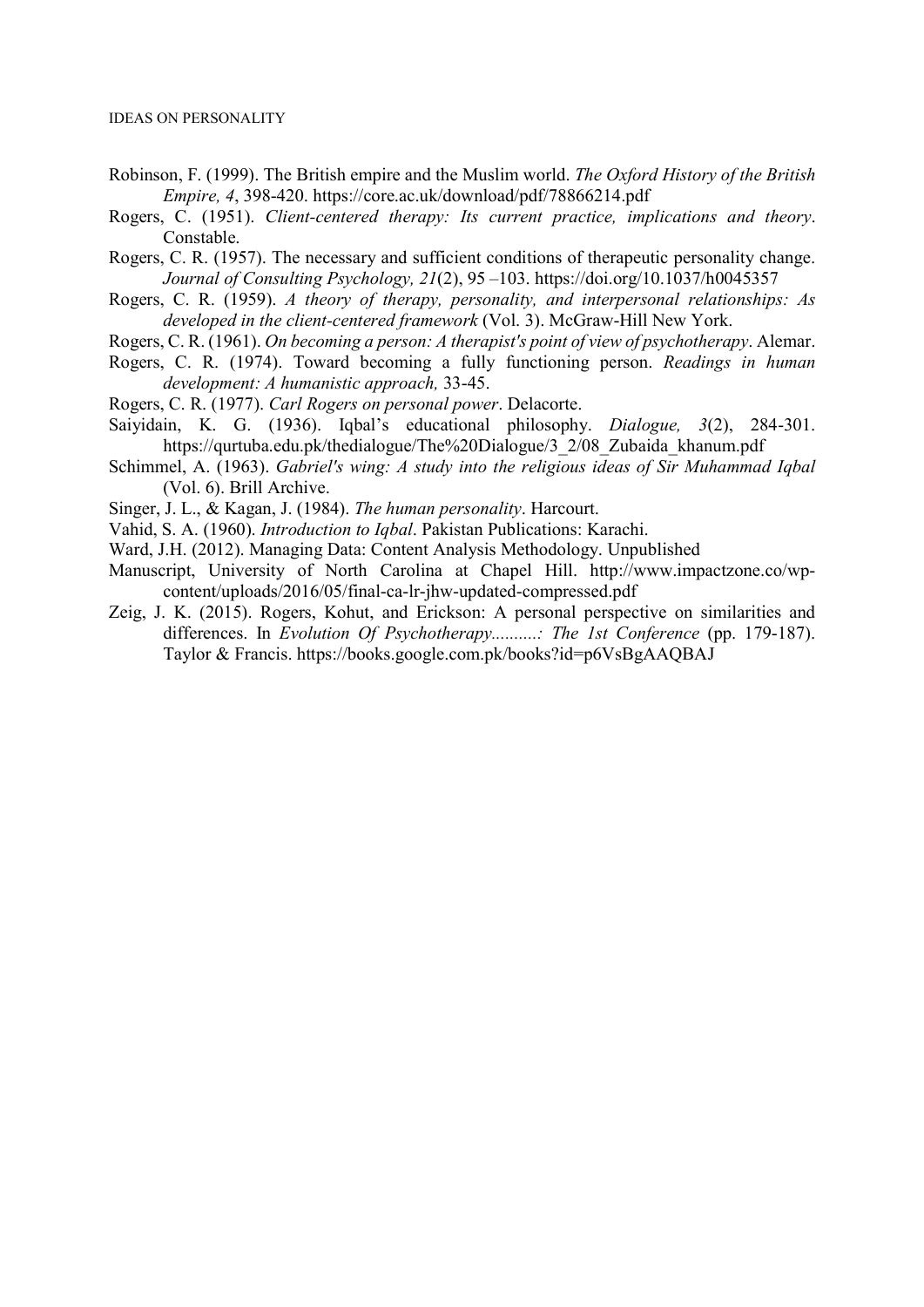Robinson, F. (1999). The British empire and the Muslim world. *The Oxford History of the British Empire, 4*, 398-420. https://core.ac.uk/download/pdf/78866214.pdf

Rogers, C. (1951). *Client-centered therapy: Its current practice, implications and theory*. Constable.

Rogers, C. R. (1957). The necessary and sufficient conditions of therapeutic personality change. *Journal of Consulting Psychology, 21*(2), 95 –103. https://doi.org/10.1037/h0045357

Rogers, C. R. (1959). *A theory of therapy, personality, and interpersonal relationships: As developed in the client-centered framework* (Vol. 3). McGraw-Hill New York.

Rogers, C. R. (1961). *On becoming a person: A therapist's point of view of psychotherapy*. Alemar.

Rogers, C. R. (1974). Toward becoming a fully functioning person. *Readings in human development: A humanistic approach,* 33-45.

Rogers, C. R. (1977). *Carl Rogers on personal power*. Delacorte.

Saiyidain, K. G. (1936). Iqbal's educational philosophy. *Dialogue, 3*(2), 284-301. https://qurtuba.edu.pk/thedialogue/The%20Dialogue/3_2/08_Zubaida_khanum.pdf

Schimmel, A. (1963). *Gabriel's wing: A study into the religious ideas of Sir Muhammad Iqbal* (Vol. 6). Brill Archive.

Singer, J. L., & Kagan, J. (1984). *The human personality*. Harcourt.

Vahid, S. A. (1960). *Introduction to Iqbal*. Pakistan Publications: Karachi.

Ward, J.H. (2012). Managing Data: Content Analysis Methodology. Unpublished Manuscript, University of North Carolina at Chapel Hill. http://www.impactzone.co/wp-content/uploads/2016/05/final-ca-lr-jhw-updated-compressed.pdf

Zeig, J. K. (2015). Rogers, Kohut, and Erickson: A personal perspective on similarities and differences. In *Evolution Of Psychotherapy..........: The 1st Conference* (pp. 179-187). Taylor & Francis. https://books.google.com.pk/books?id=p6VsBgAAQBAJ